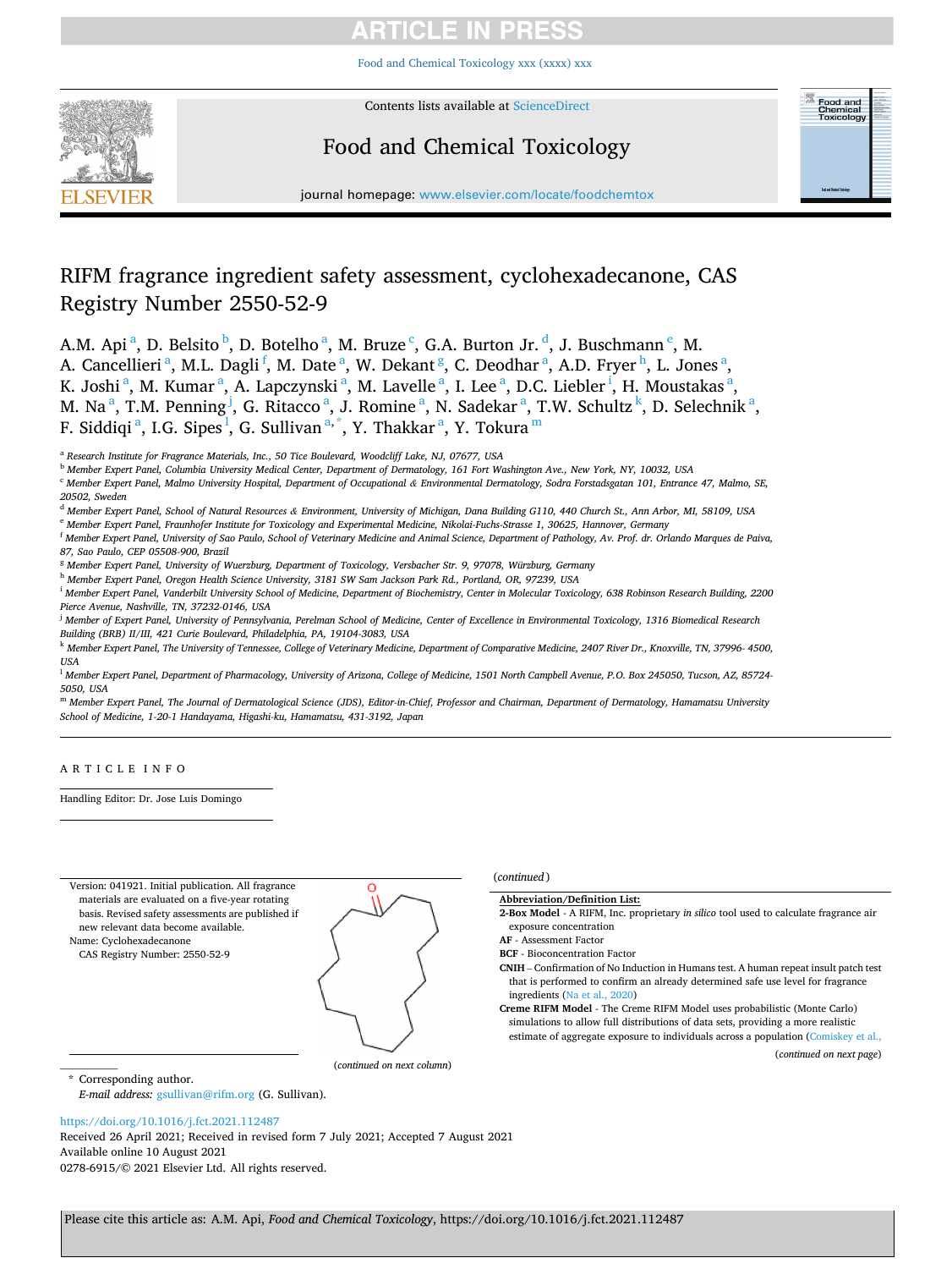# RIFM fragrance ingredient safety assessment, cyclohexadecanone, CAS Registry Number 2550-52-9

A.M. Api[a], D. Belsito[b], D. Botelho[a], M. Bruze[c], G.A. Burton Jr.[d], J. Buschmann[e], M. A. Cancellieri[a], M.L. Dagli[f], M. Date[a], W. Dekant[g], C. Deodhar[a], A.D. Fryer[h], L. Jones[a], K. Joshi[a], M. Kumar[a], A. Lapczynski[a], M. Lavelle[a], I. Lee[a], D.C. Liebler[i], H. Moustakas[a], M. Na[a], T.M. Penning[j], G. Ritacco[a], J. Romine[a], N. Sadekar[a], T.W. Schultz[k], D. Selechnik[a], F. Siddiqi[a], I.G. Sipes[l], G. Sullivan[a,*], Y. Thakkar[a], Y. Tokura[m]

[a] Research Institute for Fragrance Materials, Inc., 50 Tice Boulevard, Woodcliff Lake, NJ, 07677, USA

[b] Member Expert Panel, Columbia University Medical Center, Department of Dermatology, 161 Fort Washington Ave., New York, NY, 10032, USA

[c] Member Expert Panel, Malmo University Hospital, Department of Occupational & Environmental Dermatology, Sodra Forstadsgatan 101, Entrance 47, Malmo, SE, 20502, Sweden

[d] Member Expert Panel, School of Natural Resources & Environment, University of Michigan, Dana Building G110, 440 Church St., Ann Arbor, MI, 58109, USA

[e] Member Expert Panel, Fraunhofer Institute for Toxicology and Experimental Medicine, Nikolai-Fuchs-Strasse 1, 30625, Hannover, Germany

[f] Member Expert Panel, University of Sao Paulo, School of Veterinary Medicine and Animal Science, Department of Pathology, Av. Prof. dr. Orlando Marques de Paiva, 87, Sao Paulo, CEP 05508-900, Brazil

[g] Member Expert Panel, University of Wuerzburg, Department of Toxicology, Versbacher Str. 9, 97078, Würzburg, Germany

[h] Member Expert Panel, Oregon Health Science University, 3181 SW Sam Jackson Park Rd., Portland, OR, 97239, USA

[i] Member Expert Panel, Vanderbilt University School of Medicine, Department of Biochemistry, Center in Molecular Toxicology, 638 Robinson Research Building, 2200 Pierce Avenue, Nashville, TN, 37232-0146, USA

[j] Member of Expert Panel, University of Pennsylvania, Perelman School of Medicine, Center of Excellence in Environmental Toxicology, 1316 Biomedical Research Building (BRB) II/III, 421 Curie Boulevard, Philadelphia, PA, 19104-3083, USA

[k] Member Expert Panel, The University of Tennessee, College of Veterinary Medicine, Department of Comparative Medicine, 2407 River Dr., Knoxville, TN, 37996- 4500, USA

[l] Member Expert Panel, Department of Pharmacology, University of Arizona, College of Medicine, 1501 North Campbell Avenue, P.O. Box 245050, Tucson, AZ, 85724-5050, USA

[m] Member Expert Panel, The Journal of Dermatological Science (JDS), Editor-in-Chief, Professor and Chairman, Department of Dermatology, Hamamatsu University School of Medicine, 1-20-1 Handayama, Higashi-ku, Hamamatsu, 431-3192, Japan

## ARTICLE INFO

Handling Editor: Dr. Jose Luis Domingo

Version: 041921. Initial publication. All fragrance materials are evaluated on a five-year rotating basis. Revised safety assessments are published if new relevant data become available.
Name: Cyclohexadecanone
CAS Registry Number: 2550-52-9

(continued on next column)

(continued)

**Abbreviation/Definition List:**

**2-Box Model** - A RIFM, Inc. proprietary *in silico* tool used to calculate fragrance air exposure concentration

**AF** - Assessment Factor

**BCF** - Bioconcentration Factor

**CNIH** – Confirmation of No Induction in Humans test. A human repeat insult patch test that is performed to confirm an already determined safe use level for fragrance ingredients (Na et al., 2020)

**Creme RIFM Model** - The Creme RIFM Model uses probabilistic (Monte Carlo) simulations to allow full distributions of data sets, providing a more realistic estimate of aggregate exposure to individuals across a population (Comiskey et al.,

(continued on next page)

* Corresponding author.
E-mail address: gsullivan@rifm.org (G. Sullivan).

https://doi.org/10.1016/j.fct.2021.112487
Received 26 April 2021; Received in revised form 7 July 2021; Accepted 7 August 2021
Available online 10 August 2021
0278-6915/© 2021 Elsevier Ltd. All rights reserved.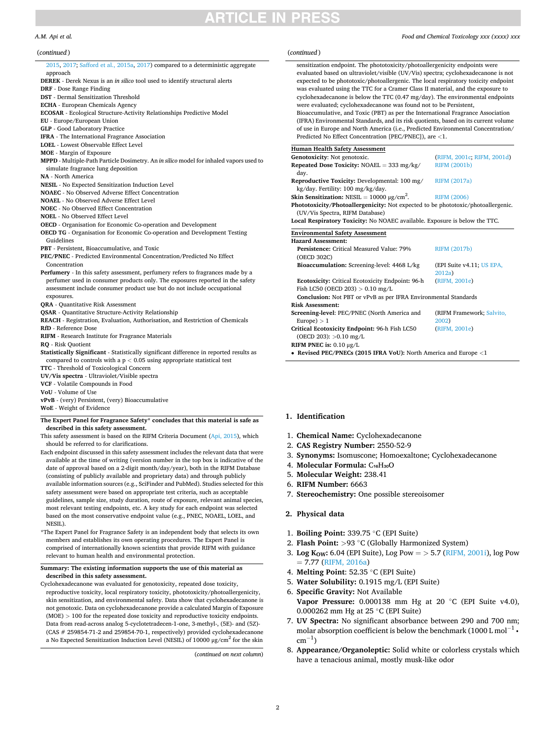(*continued*)

2015, 2017; Safford et al., 2015a, 2017) compared to a deterministic aggregate approach

**DEREK** - Derek Nexus is an *in silico* tool used to identify structural alerts
**DRF** - Dose Range Finding
**DST** - Dermal Sensitization Threshold
**ECHA** - European Chemicals Agency
**ECOSAR** - Ecological Structure-Activity Relationships Predictive Model
**EU** - Europe/European Union
**GLP** - Good Laboratory Practice
**IFRA** - The International Fragrance Association
**LOEL** - Lowest Observable Effect Level
**MOE** - Margin of Exposure
**MPPD** - Multiple-Path Particle Dosimetry. An *in silico* model for inhaled vapors used to simulate fragrance lung deposition
**NA** - North America
**NESIL** - No Expected Sensitization Induction Level
**NOAEC** - No Observed Adverse Effect Concentration
**NOAEL** - No Observed Adverse Effect Level
**NOEC** - No Observed Effect Concentration
**NOEL** - No Observed Effect Level
**OECD** - Organisation for Economic Co-operation and Development
**OECD TG** - Organisation for Economic Co-operation and Development Testing Guidelines
**PBT** - Persistent, Bioaccumulative, and Toxic
**PEC/PNEC** - Predicted Environmental Concentration/Predicted No Effect Concentration
**Perfumery** - In this safety assessment, perfumery refers to fragrances made by a perfumer used in consumer products only. The exposures reported in the safety assessment include consumer product use but do not include occupational exposures.
**QRA** - Quantitative Risk Assessment
**QSAR** - Quantitative Structure-Activity Relationship
**REACH** - Registration, Evaluation, Authorisation, and Restriction of Chemicals
**RfD** - Reference Dose
**RIFM** - Research Institute for Fragrance Materials
**RQ** - Risk Quotient
**Statistically Significant** - Statistically significant difference in reported results as compared to controls with a $p < 0.05$ using appropriate statistical test
**TTC** - Threshold of Toxicological Concern
**UV/Vis spectra** - Ultraviolet/Visible spectra
**VCF** - Volatile Compounds in Food
**VoU** - Volume of Use
**vPvB** - (very) Persistent, (very) Bioaccumulative
**WoE** - Weight of Evidence

**The Expert Panel for Fragrance Safety\* concludes that this material is safe as described in this safety assessment.**

This safety assessment is based on the RIFM Criteria Document (Api, 2015), which should be referred to for clarifications.

Each endpoint discussed in this safety assessment includes the relevant data that were available at the time of writing (version number in the top box is indicative of the date of approval based on a 2-digit month/day/year), both in the RIFM Database (consisting of publicly available and proprietary data) and through publicly available information sources (e.g., SciFinder and PubMed). Studies selected for this safety assessment were based on appropriate test criteria, such as acceptable guidelines, sample size, study duration, route of exposure, relevant animal species, most relevant testing endpoints, etc. A key study for each endpoint was selected based on the most conservative endpoint value (e.g., PNEC, NOAEL, LOEL, and NESIL).

\*The Expert Panel for Fragrance Safety is an independent body that selects its own members and establishes its own operating procedures. The Expert Panel is comprised of internationally known scientists that provide RIFM with guidance relevant to human health and environmental protection.

**Summary: The existing information supports the use of this material as described in this safety assessment.**

Cyclohexadecanone was evaluated for genotoxicity, repeated dose toxicity, reproductive toxicity, local respiratory toxicity, phototoxicity/photoallergenicity, skin sensitization, and environmental safety. Data show that cyclohexadecanone is not genotoxic. Data on cyclohexadecanone provide a calculated Margin of Exposure (MOE) > 100 for the repeated dose toxicity and reproductive toxicity endpoints. Data from read-across analog 5-cyclotetradecen-1-one, 3-methyl-, (5E)- and (5Z)- (CAS # 259854-71-2 and 259854-70-1, respectively) provided cyclohexadecanone a No Expected Sensitization Induction Level (NESIL) of 10000 μg/cm$^2$ for the skin sensitization endpoint. The phototoxicity/photoallergenicity endpoints were evaluated based on ultraviolet/visible (UV/Vis) spectra; cyclohexadecanone is not expected to be phototoxic/photoallergenic. The local respiratory toxicity endpoint was evaluated using the TTC for a Cramer Class II material, and the exposure to cyclohexadecanone is below the TTC (0.47 mg/day). The environmental endpoints were evaluated; cyclohexadecanone was found not to be Persistent, Bioaccumulative, and Toxic (PBT) as per the International Fragrance Association (IFRA) Environmental Standards, and its risk quotients, based on its current volume of use in Europe and North America (i.e., Predicted Environmental Concentration/Predicted No Effect Concentration [PEC/PNEC]), are <1.

**Human Health Safety Assessment**

| | |
|---|---|
| **Genotoxicity**: Not genotoxic. | (RIFM, 2001c; RIFM, 2001d) |
| **Repeated Dose Toxicity:** NOAEL = 333 mg/kg/day. | RIFM (2001b) |
| **Reproductive Toxicity:** Developmental: 100 mg/kg/day. Fertility: 100 mg/kg/day. | RIFM (2017a) |
| **Skin Sensitization:** NESIL = 10000 μg/cm$^2$. | RIFM (2006) |
| **Phototoxicity/Photoallergenicity:** Not expected to be phototoxic/photoallergenic. (UV/Vis Spectra, RIFM Database) | |
| **Local Respiratory Toxicity:** No NOAEC available. Exposure is below the TTC. | |

**Environmental Safety Assessment**

| | |
|---|---|
| **Hazard Assessment:** | |
| **Persistence:** Critical Measured Value: 79% (OECD 302C) | RIFM (2017b) |
| **Bioaccumulation:** Screening-level: 4468 L/kg | (EPI Suite v4.11; US EPA, 2012a) |
| **Ecotoxicity:** Critical Ecotoxicity Endpoint: 96-h Fish LC50 (OECD 203) > 0.10 mg/L | (RIFM, 2001e) |
| **Conclusion:** Not PBT or vPvB as per IFRA Environmental Standards | |
| **Risk Assessment:** | |
| **Screening-level**: PEC/PNEC (North America and Europe) > 1 | (RIFM Framework; Salvito, 2002) |
| **Critical Ecotoxicity Endpoint:** 96-h Fish LC50 (OECD 203): >0.10 mg/L | (RIFM, 2001e) |
| **RIFM PNEC is:** 0.10 μg/L | |
| • **Revised PEC/PNECs (2015 IFRA VoU):** North America and Europe <1 | |

## 1. Identification

1. **Chemical Name:** Cyclohexadecanone
2. **CAS Registry Number:** 2550-52-9
3. **Synonyms:** Isomuscone; Homoexaltone; Cyclohexadecanone
4. **Molecular Formula:** $C_{16}H_{30}O$
5. **Molecular Weight:** 238.41
6. **RIFM Number:** 6663
7. **Stereochemistry:** One possible stereoisomer

## 2. Physical data

1. **Boiling Point:** 339.75 °C (EPI Suite)
2. **Flash Point:** >93 °C (Globally Harmonized System)
3. **Log K$_{OW}$:** 6.04 (EPI Suite), Log Pow = > 5.7 (RIFM, 2001i), log Pow = 7.77 (RIFM, 2016a)
4. **Melting Point**: 52.35 °C (EPI Suite)
5. **Water Solubility:** 0.1915 mg/L (EPI Suite)
6. **Specific Gravity:** Not Available
   **Vapor Pressure:** 0.000138 mm Hg at 20 °C (EPI Suite v4.0), 0.000262 mm Hg at 25 °C (EPI Suite)
7. **UV Spectra:** No significant absorbance between 290 and 700 nm; molar absorption coefficient is below the benchmark (1000 L mol$^{-1}$ • cm$^{-1}$)
8. **Appearance/Organoleptic:** Solid white or colorless crystals which have a tenacious animal, mostly musk-like odor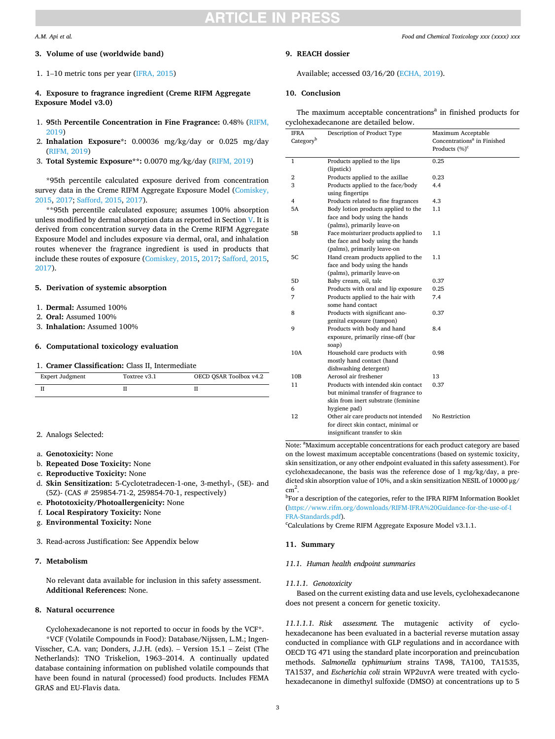## 3. Volume of use (worldwide band)

1. 1–10 metric tons per year (IFRA, 2015)

## 4. Exposure to fragrance ingredient (Creme RIFM Aggregate Exposure Model v3.0)

1. **95th Percentile Concentration in Fine Fragrance:** 0.48% (RIFM, 2019)
2. **Inhalation Exposure*:** 0.00036 mg/kg/day or 0.025 mg/day (RIFM, 2019)
3. **Total Systemic Exposure**:** 0.0070 mg/kg/day (RIFM, 2019)

*95th percentile calculated exposure derived from concentration survey data in the Creme RIFM Aggregate Exposure Model (Comiskey, 2015, 2017; Safford, 2015, 2017).

**95th percentile calculated exposure; assumes 100% absorption unless modified by dermal absorption data as reported in Section V. It is derived from concentration survey data in the Creme RIFM Aggregate Exposure Model and includes exposure via dermal, oral, and inhalation routes whenever the fragrance ingredient is used in products that include these routes of exposure (Comiskey, 2015, 2017; Safford, 2015, 2017).

## 5. Derivation of systemic absorption

1. **Dermal:** Assumed 100%
2. **Oral:** Assumed 100%
3. **Inhalation:** Assumed 100%

## 6. Computational toxicology evaluation

1. **Cramer Classification:** Class II, Intermediate

| Expert Judgment | Toxtree v3.1 | OECD QSAR Toolbox v4.2 |
|---|---|---|
| II | II | II |

2. Analogs Selected:

a. **Genotoxicity:** None
b. **Repeated Dose Toxicity:** None
c. **Reproductive Toxicity:** None
d. **Skin Sensitization:** 5-Cyclotetradecen-1-one, 3-methyl-, (5E)- and (5Z)- (CAS # 259854-71-2, 259854-70-1, respectively)
e. **Phototoxicity/Photoallergenicity:** None
f. **Local Respiratory Toxicity:** None
g. **Environmental Toxicity:** None

3. Read-across Justification: See Appendix below

## 7. Metabolism

No relevant data available for inclusion in this safety assessment.
**Additional References:** None.

## 8. Natural occurrence

Cyclohexadecanone is not reported to occur in foods by the VCF*.
*VCF (Volatile Compounds in Food): Database/Nijssen, L.M.; Ingen-Visscher, C.A. van; Donders, J.J.H. (eds). – Version 15.1 – Zeist (The Netherlands): TNO Triskelion, 1963–2014. A continually updated database containing information on published volatile compounds that have been found in natural (processed) food products. Includes FEMA GRAS and EU-Flavis data.

## 9. REACH dossier

Available; accessed 03/16/20 (ECHA, 2019).

## 10. Conclusion

The maximum acceptable concentrations[a] in finished products for cyclohexadecanone are detailed below.

| IFRA Category[b] | Description of Product Type | Maximum Acceptable Concentrations[a] in Finished Products (%)[c] |
|---|---|---|
| 1 | Products applied to the lips (lipstick) | 0.25 |
| 2 | Products applied to the axillae | 0.23 |
| 3 | Products applied to the face/body using fingertips | 4.4 |
| 4 | Products related to fine fragrances | 4.3 |
| 5A | Body lotion products applied to the face and body using the hands (palms), primarily leave-on | 1.1 |
| 5B | Face moisturizer products applied to the face and body using the hands (palms), primarily leave-on | 1.1 |
| 5C | Hand cream products applied to the face and body using the hands (palms), primarily leave-on | 1.1 |
| 5D | Baby cream, oil, talc | 0.37 |
| 6 | Products with oral and lip exposure | 0.25 |
| 7 | Products applied to the hair with some hand contact | 7.4 |
| 8 | Products with significant ano-genital exposure (tampon) | 0.37 |
| 9 | Products with body and hand exposure, primarily rinse-off (bar soap) | 8.4 |
| 10A | Household care products with mostly hand contact (hand dishwashing detergent) | 0.98 |
| 10B | Aerosol air freshener | 13 |
| 11 | Products with intended skin contact but minimal transfer of fragrance to skin from inert substrate (feminine hygiene pad) | 0.37 |
| 12 | Other air care products not intended for direct skin contact, minimal or insignificant transfer to skin | No Restriction |

Note: [a]Maximum acceptable concentrations for each product category are based on the lowest maximum acceptable concentrations (based on systemic toxicity, skin sensitization, or any other endpoint evaluated in this safety assessment). For cyclohexadecanone, the basis was the reference dose of 1 mg/kg/day, a predicted skin absorption value of 10%, and a skin sensitization NESIL of 10000 μg/cm$^2$.

[b]For a description of the categories, refer to the IFRA RIFM Information Booklet (https://www.rifm.org/downloads/RIFM-IFRA%20Guidance-for-the-use-of-IFRA-Standards.pdf).

[c]Calculations by Creme RIFM Aggregate Exposure Model v3.1.1.

## 11. Summary

### 11.1. Human health endpoint summaries

#### 11.1.1. Genotoxicity

Based on the current existing data and use levels, cyclohexadecanone does not present a concern for genetic toxicity.

*11.1.1.1. Risk assessment.* The mutagenic activity of cyclohexadecanone has been evaluated in a bacterial reverse mutation assay conducted in compliance with GLP regulations and in accordance with OECD TG 471 using the standard plate incorporation and preincubation methods. *Salmonella typhimurium* strains TA98, TA100, TA1535, TA1537, and *Escherichia coli* strain WP2uvrA were treated with cyclohexadecanone in dimethyl sulfoxide (DMSO) at concentrations up to 5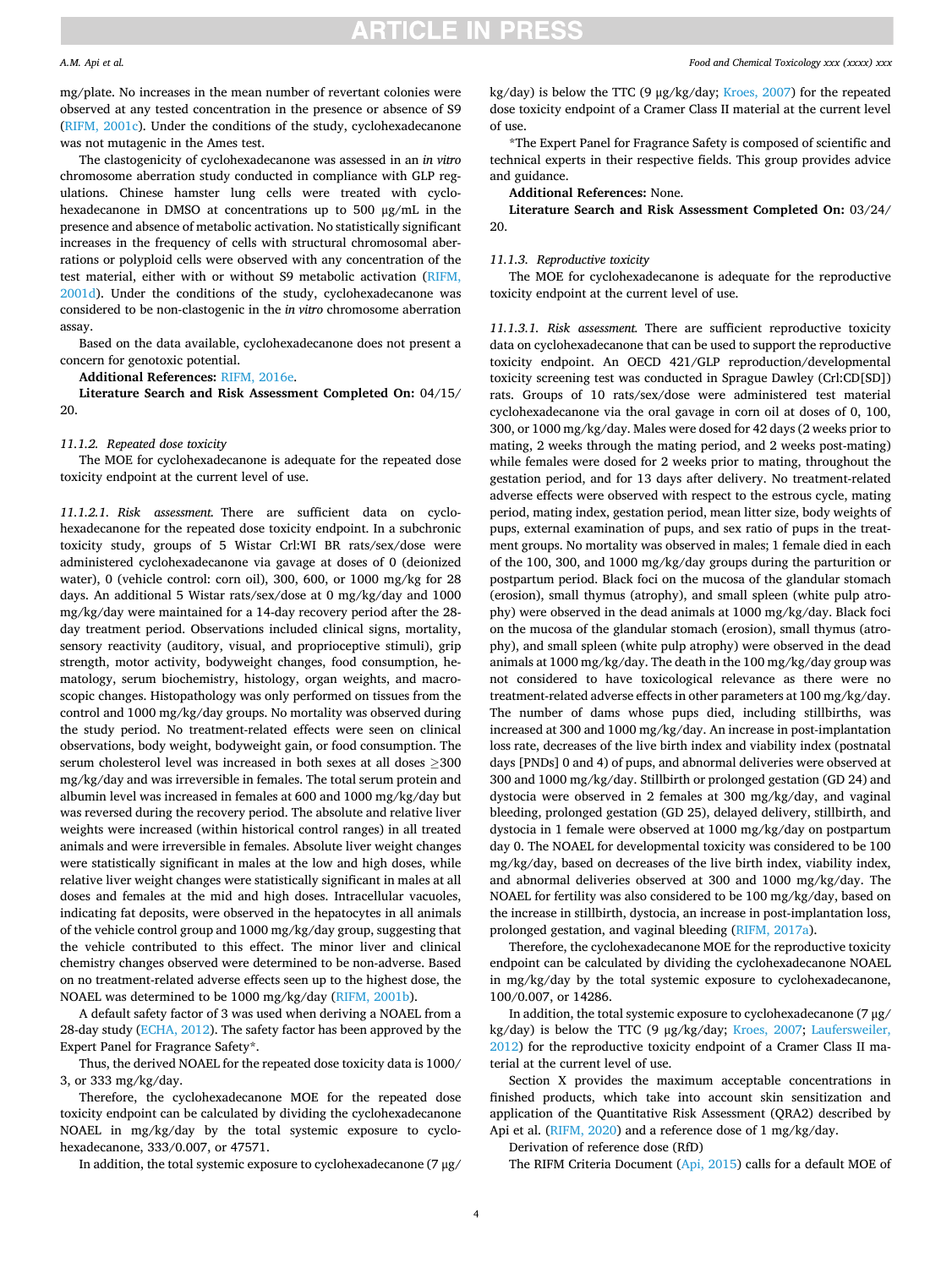mg/plate. No increases in the mean number of revertant colonies were observed at any tested concentration in the presence or absence of S9 (RIFM, 2001c). Under the conditions of the study, cyclohexadecanone was not mutagenic in the Ames test.

The clastogenicity of cyclohexadecanone was assessed in an *in vitro* chromosome aberration study conducted in compliance with GLP regulations. Chinese hamster lung cells were treated with cyclohexadecanone in DMSO at concentrations up to 500 μg/mL in the presence and absence of metabolic activation. No statistically significant increases in the frequency of cells with structural chromosomal aberrations or polyploid cells were observed with any concentration of the test material, either with or without S9 metabolic activation (RIFM, 2001d). Under the conditions of the study, cyclohexadecanone was considered to be non-clastogenic in the *in vitro* chromosome aberration assay.

Based on the data available, cyclohexadecanone does not present a concern for genotoxic potential.

**Additional References:** RIFM, 2016e.

**Literature Search and Risk Assessment Completed On:** 04/15/20.

### 11.1.2. Repeated dose toxicity

The MOE for cyclohexadecanone is adequate for the repeated dose toxicity endpoint at the current level of use.

*11.1.2.1. Risk assessment.* There are sufficient data on cyclohexadecanone for the repeated dose toxicity endpoint. In a subchronic toxicity study, groups of 5 Wistar Crl:WI BR rats/sex/dose were administered cyclohexadecanone via gavage at doses of 0 (deionized water), 0 (vehicle control: corn oil), 300, 600, or 1000 mg/kg for 28 days. An additional 5 Wistar rats/sex/dose at 0 mg/kg/day and 1000 mg/kg/day were maintained for a 14-day recovery period after the 28-day treatment period. Observations included clinical signs, mortality, sensory reactivity (auditory, visual, and proprioceptive stimuli), grip strength, motor activity, bodyweight changes, food consumption, hematology, serum biochemistry, histology, organ weights, and macroscopic changes. Histopathology was only performed on tissues from the control and 1000 mg/kg/day groups. No mortality was observed during the study period. No treatment-related effects were seen on clinical observations, body weight, bodyweight gain, or food consumption. The serum cholesterol level was increased in both sexes at all doses ≥300 mg/kg/day and was irreversible in females. The total serum protein and albumin level was increased in females at 600 and 1000 mg/kg/day but was reversed during the recovery period. The absolute and relative liver weights were increased (within historical control ranges) in all treated animals and were irreversible in females. Absolute liver weight changes were statistically significant in males at the low and high doses, while relative liver weight changes were statistically significant in males at all doses and females at the mid and high doses. Intracellular vacuoles, indicating fat deposits, were observed in the hepatocytes in all animals of the vehicle control group and 1000 mg/kg/day group, suggesting that the vehicle contributed to this effect. The minor liver and clinical chemistry changes observed were determined to be non-adverse. Based on no treatment-related adverse effects seen up to the highest dose, the NOAEL was determined to be 1000 mg/kg/day (RIFM, 2001b).

A default safety factor of 3 was used when deriving a NOAEL from a 28-day study (ECHA, 2012). The safety factor has been approved by the Expert Panel for Fragrance Safety*.

Thus, the derived NOAEL for the repeated dose toxicity data is 1000/3, or 333 mg/kg/day.

Therefore, the cyclohexadecanone MOE for the repeated dose toxicity endpoint can be calculated by dividing the cyclohexadecanone NOAEL in mg/kg/day by the total systemic exposure to cyclohexadecanone, 333/0.007, or 47571.

In addition, the total systemic exposure to cyclohexadecanone (7 μg/kg/day) is below the TTC (9 μg/kg/day; Kroes, 2007) for the repeated dose toxicity endpoint of a Cramer Class II material at the current level of use.

*The Expert Panel for Fragrance Safety is composed of scientific and technical experts in their respective fields. This group provides advice and guidance.

**Additional References:** None.

**Literature Search and Risk Assessment Completed On:** 03/24/20.

### 11.1.3. Reproductive toxicity

The MOE for cyclohexadecanone is adequate for the reproductive toxicity endpoint at the current level of use.

*11.1.3.1. Risk assessment.* There are sufficient reproductive toxicity data on cyclohexadecanone that can be used to support the reproductive toxicity endpoint. An OECD 421/GLP reproduction/developmental toxicity screening test was conducted in Sprague Dawley (Crl:CD[SD]) rats. Groups of 10 rats/sex/dose were administered test material cyclohexadecanone via the oral gavage in corn oil at doses of 0, 100, 300, or 1000 mg/kg/day. Males were dosed for 42 days (2 weeks prior to mating, 2 weeks through the mating period, and 2 weeks post-mating) while females were dosed for 2 weeks prior to mating, throughout the gestation period, and for 13 days after delivery. No treatment-related adverse effects were observed with respect to the estrous cycle, mating period, mating index, gestation period, mean litter size, body weights of pups, external examination of pups, and sex ratio of pups in the treatment groups. No mortality was observed in males; 1 female died in each of the 100, 300, and 1000 mg/kg/day groups during the parturition or postpartum period. Black foci on the mucosa of the glandular stomach (erosion), small thymus (atrophy), and small spleen (white pulp atrophy) were observed in the dead animals at 1000 mg/kg/day. Black foci on the mucosa of the glandular stomach (erosion), small thymus (atrophy), and small spleen (white pulp atrophy) were observed in the dead animals at 1000 mg/kg/day. The death in the 100 mg/kg/day group was not considered to have toxicological relevance as there were no treatment-related adverse effects in other parameters at 100 mg/kg/day. The number of dams whose pups died, including stillbirths, was increased at 300 and 1000 mg/kg/day. An increase in post-implantation loss rate, decreases of the live birth index and viability index (postnatal days [PNDs] 0 and 4) of pups, and abnormal deliveries were observed at 300 and 1000 mg/kg/day. Stillbirth or prolonged gestation (GD 24) and dystocia were observed in 2 females at 300 mg/kg/day, and vaginal bleeding, prolonged gestation (GD 25), delayed delivery, stillbirth, and dystocia in 1 female were observed at 1000 mg/kg/day on postpartum day 0. The NOAEL for developmental toxicity was considered to be 100 mg/kg/day, based on decreases of the live birth index, viability index, and abnormal deliveries observed at 300 and 1000 mg/kg/day. The NOAEL for fertility was also considered to be 100 mg/kg/day, based on the increase in stillbirth, dystocia, an increase in post-implantation loss, prolonged gestation, and vaginal bleeding (RIFM, 2017a).

Therefore, the cyclohexadecanone MOE for the reproductive toxicity endpoint can be calculated by dividing the cyclohexadecanone NOAEL in mg/kg/day by the total systemic exposure to cyclohexadecanone, 100/0.007, or 14286.

In addition, the total systemic exposure to cyclohexadecanone (7 μg/kg/day) is below the TTC (9 μg/kg/day; Kroes, 2007; Laufersweiler, 2012) for the reproductive toxicity endpoint of a Cramer Class II material at the current level of use.

Section X provides the maximum acceptable concentrations in finished products, which take into account skin sensitization and application of the Quantitative Risk Assessment (QRA2) described by Api et al. (RIFM, 2020) and a reference dose of 1 mg/kg/day.

Derivation of reference dose (RfD)

The RIFM Criteria Document (Api, 2015) calls for a default MOE of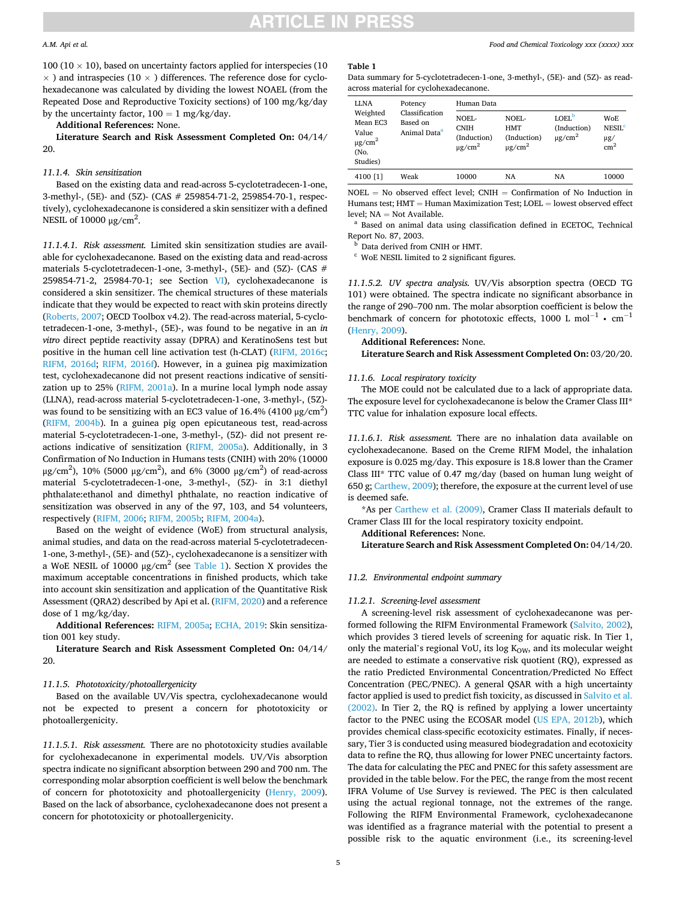100 (10 × 10), based on uncertainty factors applied for interspecies (10 × ) and intraspecies (10 × ) differences. The reference dose for cyclohexadecanone was calculated by dividing the lowest NOAEL (from the Repeated Dose and Reproductive Toxicity sections) of 100 mg/kg/day by the uncertainty factor, 100 = 1 mg/kg/day.

**Additional References:** None.

**Literature Search and Risk Assessment Completed On:** 04/14/20.

#### 11.1.4. Skin sensitization

Based on the existing data and read-across 5-cyclotetradecen-1-one, 3-methyl-, (5E)- and (5Z)- (CAS # 259854-71-2, 259854-70-1, respectively), cyclohexadecanone is considered a skin sensitizer with a defined NESIL of 10000 μg/cm$^2$.

*11.1.4.1. Risk assessment.* Limited skin sensitization studies are available for cyclohexadecanone. Based on the existing data and read-across materials 5-cyclotetradecen-1-one, 3-methyl-, (5E)- and (5Z)- (CAS # 259854-71-2, 25984-70-1; see Section VI), cyclohexadecanone is considered a skin sensitizer. The chemical structures of these materials indicate that they would be expected to react with skin proteins directly (Roberts, 2007; OECD Toolbox v4.2). The read-across material, 5-cyclotetradecen-1-one, 3-methyl-, (5E)-, was found to be negative in an *in vitro* direct peptide reactivity assay (DPRA) and KeratinoSens test but positive in the human cell line activation test (h-CLAT) (RIFM, 2016c; RIFM, 2016d; RIFM, 2016f). However, in a guinea pig maximization test, cyclohexadecanone did not present reactions indicative of sensitization up to 25% (RIFM, 2001a). In a murine local lymph node assay (LLNA), read-across material 5-cyclotetradecen-1-one, 3-methyl-, (5Z)- was found to be sensitizing with an EC3 value of 16.4% (4100 μg/cm$^2$) (RIFM, 2004b). In a guinea pig open epicutaneous test, read-across material 5-cyclotetradecen-1-one, 3-methyl-, (5Z)- did not present reactions indicative of sensitization (RIFM, 2005a). Additionally, in 3 Confirmation of No Induction in Humans tests (CNIH) with 20% (10000 μg/cm$^2$), 10% (5000 μg/cm$^2$), and 6% (3000 μg/cm$^2$) of read-across material 5-cyclotetradecen-1-one, 3-methyl-, (5Z)- in 3:1 diethyl phthalate:ethanol and dimethyl phthalate, no reaction indicative of sensitization was observed in any of the 97, 103, and 54 volunteers, respectively (RIFM, 2006; RIFM, 2005b; RIFM, 2004a).

Based on the weight of evidence (WoE) from structural analysis, animal studies, and data on the read-across material 5-cyclotetradecen-1-one, 3-methyl-, (5E)- and (5Z)-, cyclohexadecanone is a sensitizer with a WoE NESIL of 10000 μg/cm$^2$ (see Table 1). Section X provides the maximum acceptable concentrations in finished products, which take into account skin sensitization and application of the Quantitative Risk Assessment (QRA2) described by Api et al. (RIFM, 2020) and a reference dose of 1 mg/kg/day.

**Additional References:** RIFM, 2005a; ECHA, 2019: Skin sensitization 001 key study.

**Literature Search and Risk Assessment Completed On:** 04/14/20.

**Table 1**
Data summary for 5-cyclotetradecen-1-one, 3-methyl-, (5E)- and (5Z)- as read-across material for cyclohexadecanone.

| LLNA Weighted Mean EC3 Value μg/cm$^2$ (No. Studies) | Potency Classification Based on Animal Data[a] | Human Data | | | |
|---|---|---|---|---|---|
| | | NOEL-CNIH (Induction) μg/cm$^2$ | NOEL-HMT (Induction) μg/cm$^2$ | LOEL[b] (Induction) μg/cm$^2$ | WoE NESIL[c] μg/cm$^2$ |
| 4100 [1] | Weak | 10000 | NA | NA | 10000 |

NOEL = No observed effect level; CNIH = Confirmation of No Induction in Humans test; HMT = Human Maximization Test; LOEL = lowest observed effect level; NA = Not Available.

[a] Based on animal data using classification defined in ECETOC, Technical Report No. 87, 2003.

[b] Data derived from CNIH or HMT.

[c] WoE NESIL limited to 2 significant figures.

#### 11.1.5. Phototoxicity/photoallergenicity

Based on the available UV/Vis spectra, cyclohexadecanone would not be expected to present a concern for phototoxicity or photoallergenicity.

*11.1.5.1. Risk assessment.* There are no phototoxicity studies available for cyclohexadecanone in experimental models. UV/Vis absorption spectra indicate no significant absorption between 290 and 700 nm. The corresponding molar absorption coefficient is well below the benchmark of concern for phototoxicity and photoallergenicity (Henry, 2009). Based on the lack of absorbance, cyclohexadecanone does not present a concern for phototoxicity or photoallergenicity.

*11.1.5.2. UV spectra analysis.* UV/Vis absorption spectra (OECD TG 101) were obtained. The spectra indicate no significant absorbance in the range of 290–700 nm. The molar absorption coefficient is below the benchmark of concern for phototoxic effects, 1000 L mol$^{-1}$ • cm$^{-1}$ (Henry, 2009).

**Additional References:** None.

**Literature Search and Risk Assessment Completed On:** 03/20/20.

#### 11.1.6. Local respiratory toxicity

The MOE could not be calculated due to a lack of appropriate data. The exposure level for cyclohexadecanone is below the Cramer Class III* TTC value for inhalation exposure local effects.

*11.1.6.1. Risk assessment.* There are no inhalation data available on cyclohexadecanone. Based on the Creme RIFM Model, the inhalation exposure is 0.025 mg/day. This exposure is 18.8 lower than the Cramer Class III* TTC value of 0.47 mg/day (based on human lung weight of 650 g; Carthew, 2009); therefore, the exposure at the current level of use is deemed safe.

*As per Carthew et al. (2009), Cramer Class II materials default to Cramer Class III for the local respiratory toxicity endpoint.

**Additional References:** None.

**Literature Search and Risk Assessment Completed On:** 04/14/20.

### 11.2. Environmental endpoint summary

#### 11.2.1. Screening-level assessment

A screening-level risk assessment of cyclohexadecanone was performed following the RIFM Environmental Framework (Salvito, 2002), which provides 3 tiered levels of screening for aquatic risk. In Tier 1, only the material's regional VoU, its log $K_{OW}$, and its molecular weight are needed to estimate a conservative risk quotient (RQ), expressed as the ratio Predicted Environmental Concentration/Predicted No Effect Concentration (PEC/PNEC). A general QSAR with a high uncertainty factor applied is used to predict fish toxicity, as discussed in Salvito et al. (2002). In Tier 2, the RQ is refined by applying a lower uncertainty factor to the PNEC using the ECOSAR model (US EPA, 2012b), which provides chemical class-specific ecotoxicity estimates. Finally, if necessary, Tier 3 is conducted using measured biodegradation and ecotoxicity data to refine the RQ, thus allowing for lower PNEC uncertainty factors. The data for calculating the PEC and PNEC for this safety assessment are provided in the table below. For the PEC, the range from the most recent IFRA Volume of Use Survey is reviewed. The PEC is then calculated using the actual regional tonnage, not the extremes of the range. Following the RIFM Environmental Framework, cyclohexadecanone was identified as a fragrance material with the potential to present a possible risk to the aquatic environment (i.e., its screening-level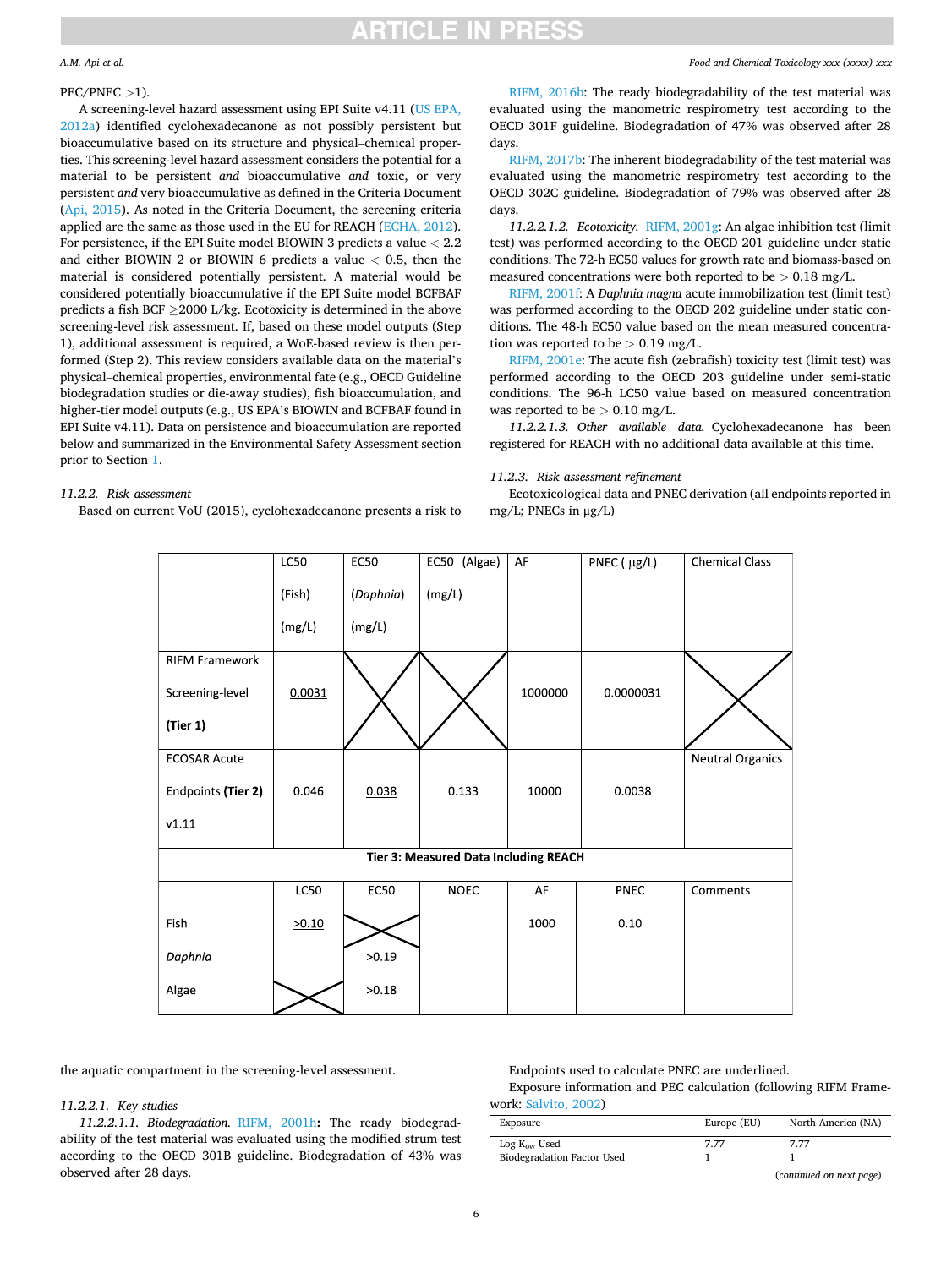PEC/PNEC >1).

A screening-level hazard assessment using EPI Suite v4.11 (US EPA, 2012a) identified cyclohexadecanone as not possibly persistent but bioaccumulative based on its structure and physical–chemical properties. This screening-level hazard assessment considers the potential for a material to be persistent *and* bioaccumulative *and* toxic, or very persistent *and* very bioaccumulative as defined in the Criteria Document (Api, 2015). As noted in the Criteria Document, the screening criteria applied are the same as those used in the EU for REACH (ECHA, 2012). For persistence, if the EPI Suite model BIOWIN 3 predicts a value < 2.2 and either BIOWIN 2 or BIOWIN 6 predicts a value < 0.5, then the material is considered potentially persistent. A material would be considered potentially bioaccumulative if the EPI Suite model BCFBAF predicts a fish BCF ≥2000 L/kg. Ecotoxicity is determined in the above screening-level risk assessment. If, based on these model outputs (Step 1), additional assessment is required, a WoE-based review is then performed (Step 2). This review considers available data on the material's physical–chemical properties, environmental fate (e.g., OECD Guideline biodegradation studies or die-away studies), fish bioaccumulation, and higher-tier model outputs (e.g., US EPA's BIOWIN and BCFBAF found in EPI Suite v4.11). Data on persistence and bioaccumulation are reported below and summarized in the Environmental Safety Assessment section prior to Section 1.

*11.2.2. Risk assessment*

Based on current VoU (2015), cyclohexadecanone presents a risk to the aquatic compartment in the screening-level assessment.

*11.2.2.1. Key studies*

*11.2.2.1.1. Biodegradation.* RIFM, 2001h**:** The ready biodegradability of the test material was evaluated using the modified strum test according to the OECD 301B guideline. Biodegradation of 43% was observed after 28 days.

RIFM, 2016b: The ready biodegradability of the test material was evaluated using the manometric respirometry test according to the OECD 301F guideline. Biodegradation of 47% was observed after 28 days.

RIFM, 2017b: The inherent biodegradability of the test material was evaluated using the manometric respirometry test according to the OECD 302C guideline. Biodegradation of 79% was observed after 28 days.

*11.2.2.1.2. Ecotoxicity.* RIFM, 2001g: An algae inhibition test (limit test) was performed according to the OECD 201 guideline under static conditions. The 72-h EC50 values for growth rate and biomass-based on measured concentrations were both reported to be > 0.18 mg/L.

RIFM, 2001f: A *Daphnia magna* acute immobilization test (limit test) was performed according to the OECD 202 guideline under static conditions. The 48-h EC50 value based on the mean measured concentration was reported to be > 0.19 mg/L.

RIFM, 2001e: The acute fish (zebrafish) toxicity test (limit test) was performed according to the OECD 203 guideline under semi-static conditions. The 96-h LC50 value based on measured concentration was reported to be > 0.10 mg/L.

*11.2.2.1.3. Other available data.* Cyclohexadecanone has been registered for REACH with no additional data available at this time.

*11.2.3. Risk assessment refinement*

Ecotoxicological data and PNEC derivation (all endpoints reported in mg/L; PNECs in μg/L)

| | LC50 (Fish) (mg/L) | EC50 (*Daphnia*) (mg/L) | EC50 (Algae) (mg/L) | AF | PNEC (μg/L) | Chemical Class |
|---|---|---|---|---|---|---|
| RIFM Framework Screening-level **(Tier 1)** | <u>0.0031</u> | X | X | 1000000 | 0.0000031 | X |
| ECOSAR Acute Endpoints **(Tier 2)** v1.11 | 0.046 | <u>0.038</u> | 0.133 | 10000 | 0.0038 | Neutral Organics |
| **Tier 3: Measured Data Including REACH** | | | | | | |
| | LC50 | EC50 | NOEC | AF | PNEC | Comments |
| Fish | <u>>0.10</u> | X | | 1000 | 0.10 | |
| *Daphnia* | | >0.19 | | | | |
| Algae | X | >0.18 | | | | |

Endpoints used to calculate PNEC are underlined.

Exposure information and PEC calculation (following RIFM Framework: Salvito, 2002)

| Exposure | Europe (EU) | North America (NA) |
|---|---|---|
| Log $K_{ow}$ Used | 7.77 | 7.77 |
| Biodegradation Factor Used | 1 | 1 |

(*continued on next page*)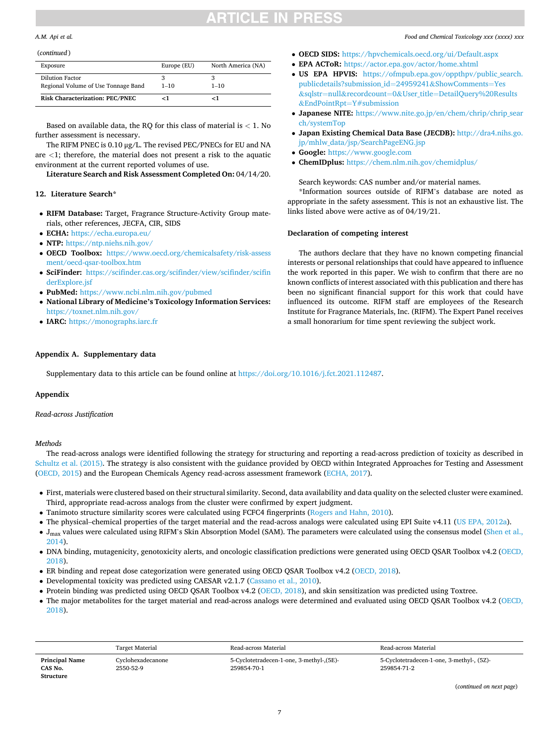(*continued*)

| Exposure | Europe (EU) | North America (NA) |
| --- | --- | --- |
| Dilution Factor | 3 | 3 |
| Regional Volume of Use Tonnage Band | 1–10 | 1–10 |
| **Risk Characterization: PEC/PNEC** | **<1** | **<1** |

Based on available data, the RQ for this class of material is < 1. No further assessment is necessary.

The RIFM PNEC is 0.10 μg/L. The revised PEC/PNECs for EU and NA are <1; therefore, the material does not present a risk to the aquatic environment at the current reported volumes of use.

**Literature Search and Risk Assessment Completed On:** 04/14/20.

## 12. Literature Search*

- **RIFM Database:** Target, Fragrance Structure-Activity Group materials, other references, JECFA, CIR, SIDS
- **ECHA:** https://echa.europa.eu/
- **NTP:** https://ntp.niehs.nih.gov/
- **OECD Toolbox:** https://www.oecd.org/chemicalsafety/risk-assessment/oecd-qsar-toolbox.htm
- **SciFinder:** https://scifinder.cas.org/scifinder/view/scifinder/scifinderExplore.jsf
- **PubMed:** https://www.ncbi.nlm.nih.gov/pubmed
- **National Library of Medicine's Toxicology Information Services:** https://toxnet.nlm.nih.gov/
- **IARC:** https://monographs.iarc.fr
- **OECD SIDS:** https://hpvchemicals.oecd.org/ui/Default.aspx
- **EPA ACToR:** https://actor.epa.gov/actor/home.xhtml
- **US EPA HPVIS:** https://ofmpub.epa.gov/oppthpv/public_search.publicdetails?submission_id=24959241&ShowComments=Yes&sqlstr=null&recordcount=0&User_title=DetailQuery%20Results&EndPointRpt=Y#submission
- **Japanese NITE:** https://www.nite.go.jp/en/chem/chrip/chrip_search/systemTop
- **Japan Existing Chemical Data Base (JECDB):** http://dra4.nihs.go.jp/mhlw_data/jsp/SearchPageENG.jsp
- **Google:** https://www.google.com
- **ChemIDplus:** https://chem.nlm.nih.gov/chemidplus/

Search keywords: CAS number and/or material names.

*Information sources outside of RIFM's database are noted as appropriate in the safety assessment. This is not an exhaustive list. The links listed above were active as of 04/19/21.

### Declaration of competing interest

The authors declare that they have no known competing financial interests or personal relationships that could have appeared to influence the work reported in this paper. We wish to confirm that there are no known conflicts of interest associated with this publication and there has been no significant financial support for this work that could have influenced its outcome. RIFM staff are employees of the Research Institute for Fragrance Materials, Inc. (RIFM). The Expert Panel receives a small honorarium for time spent reviewing the subject work.

## Appendix A. Supplementary data

Supplementary data to this article can be found online at https://doi.org/10.1016/j.fct.2021.112487.

## Appendix

*Read-across Justification*

*Methods*

The read-across analogs were identified following the strategy for structuring and reporting a read-across prediction of toxicity as described in Schultz et al. (2015). The strategy is also consistent with the guidance provided by OECD within Integrated Approaches for Testing and Assessment (OECD, 2015) and the European Chemicals Agency read-across assessment framework (ECHA, 2017).

- First, materials were clustered based on their structural similarity. Second, data availability and data quality on the selected cluster were examined. Third, appropriate read-across analogs from the cluster were confirmed by expert judgment.
- Tanimoto structure similarity scores were calculated using FCFC4 fingerprints (Rogers and Hahn, 2010).
- The physical–chemical properties of the target material and the read-across analogs were calculated using EPI Suite v4.11 (US EPA, 2012a).
- $J_{max}$ values were calculated using RIFM's Skin Absorption Model (SAM). The parameters were calculated using the consensus model (Shen et al., 2014).
- DNA binding, mutagenicity, genotoxicity alerts, and oncologic classification predictions were generated using OECD QSAR Toolbox v4.2 (OECD, 2018).
- ER binding and repeat dose categorization were generated using OECD QSAR Toolbox v4.2 (OECD, 2018).
- Developmental toxicity was predicted using CAESAR v2.1.7 (Cassano et al., 2010).
- Protein binding was predicted using OECD QSAR Toolbox v4.2 (OECD, 2018), and skin sensitization was predicted using Toxtree.
- The major metabolites for the target material and read-across analogs were determined and evaluated using OECD QSAR Toolbox v4.2 (OECD, 2018).

| | Target Material | Read-across Material | Read-across Material |
| --- | --- | --- | --- |
| **Principal Name** | Cyclohexadecanone | 5-Cyclotetradecen-1-one, 3-methyl-,(5E)- | 5-Cyclotetradecen-1-one, 3-methyl-, (5Z)- |
| **CAS No.** | 2550-52-9 | 259854-70-1 | 259854-71-2 |
| **Structure** | | | |

(*continued on next page*)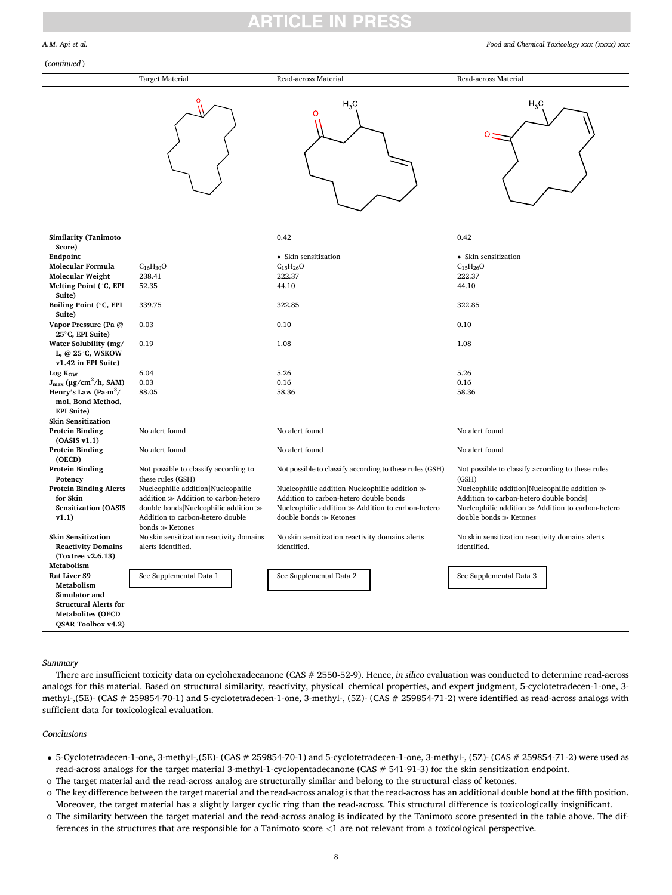(*continued*)

| | Target Material | Read-across Material | Read-across Material |
|---|---|---|---|
| | | | |
| **Similarity (Tanimoto Score)** | | 0.42 | 0.42 |
| **Endpoint** | | • Skin sensitization | • Skin sensitization |
| **Molecular Formula** | $C_{16}H_{30}O$ | $C_{15}H_{26}O$ | $C_{15}H_{26}O$ |
| **Molecular Weight** | 238.41 | 222.37 | 222.37 |
| **Melting Point (°C, EPI Suite)** | 52.35 | 44.10 | 44.10 |
| **Boiling Point (°C, EPI Suite)** | 339.75 | 322.85 | 322.85 |
| **Vapor Pressure (Pa @ 25°C, EPI Suite)** | 0.03 | 0.10 | 0.10 |
| **Water Solubility (mg/L, @ 25°C, WSKOW v1.42 in EPI Suite)** | 0.19 | 1.08 | 1.08 |
| **Log $K_{OW}$** | 6.04 | 5.26 | 5.26 |
| **$J_{max}$ (μg/cm²/h, SAM)** | 0.03 | 0.16 | 0.16 |
| **Henry's Law (Pa·m³/mol, Bond Method, EPI Suite)** | 88.05 | 58.36 | 58.36 |
| **Skin Sensitization** | | | |
| **Protein Binding (OASIS v1.1)** | No alert found | No alert found | No alert found |
| **Protein Binding (OECD)** | No alert found | No alert found | No alert found |
| **Protein Binding Potency** | Not possible to classify according to these rules (GSH) | Not possible to classify according to these rules (GSH) | Not possible to classify according to these rules (GSH) |
| **Protein Binding Alerts for Skin Sensitization (OASIS v1.1)** | Nucleophilic addition\|Nucleophilic addition ≫ Addition to carbon-hetero double bonds\|Nucleophilic addition ≫ Addition to carbon-hetero double bonds ≫ Ketones | Nucleophilic addition\|Nucleophilic addition ≫ Addition to carbon-hetero double bonds\|Nucleophilic addition ≫ Addition to carbon-hetero double bonds ≫ Ketones | Nucleophilic addition\|Nucleophilic addition ≫ Addition to carbon-hetero double bonds\|Nucleophilic addition ≫ Addition to carbon-hetero double bonds ≫ Ketones |
| **Skin Sensitization Reactivity Domains (Toxtree v2.6.13)** | No skin sensitization reactivity domains alerts identified. | No skin sensitization reactivity domains alerts identified. | No skin sensitization reactivity domains alerts identified. |
| **Metabolism** | | | |
| **Rat Liver S9 Metabolism Simulator and Structural Alerts for Metabolites (OECD QSAR Toolbox v4.2)** | See Supplemental Data 1 | See Supplemental Data 2 | See Supplemental Data 3 |

*Summary*

There are insufficient toxicity data on cyclohexadecanone (CAS # 2550-52-9). Hence, *in silico* evaluation was conducted to determine read-across analogs for this material. Based on structural similarity, reactivity, physical–chemical properties, and expert judgment, 5-cyclotetradecen-1-one, 3-methyl-,(5E)- (CAS # 259854-70-1) and 5-cyclotetradecen-1-one, 3-methyl-, (5Z)- (CAS # 259854-71-2) were identified as read-across analogs with sufficient data for toxicological evaluation.

*Conclusions*

- 5-Cyclotetradecen-1-one, 3-methyl-,(5E)- (CAS # 259854-70-1) and 5-cyclotetradecen-1-one, 3-methyl-, (5Z)- (CAS # 259854-71-2) were used as read-across analogs for the target material 3-methyl-1-cyclopentadecanone (CAS # 541-91-3) for the skin sensitization endpoint.
  - o The target material and the read-across analog are structurally similar and belong to the structural class of ketones.
  - o The key difference between the target material and the read-across analog is that the read-across has an additional double bond at the fifth position. Moreover, the target material has a slightly larger cyclic ring than the read-across. This structural difference is toxicologically insignificant.
  - o The similarity between the target material and the read-across analog is indicated by the Tanimoto score presented in the table above. The differences in the structures that are responsible for a Tanimoto score <1 are not relevant from a toxicological perspective.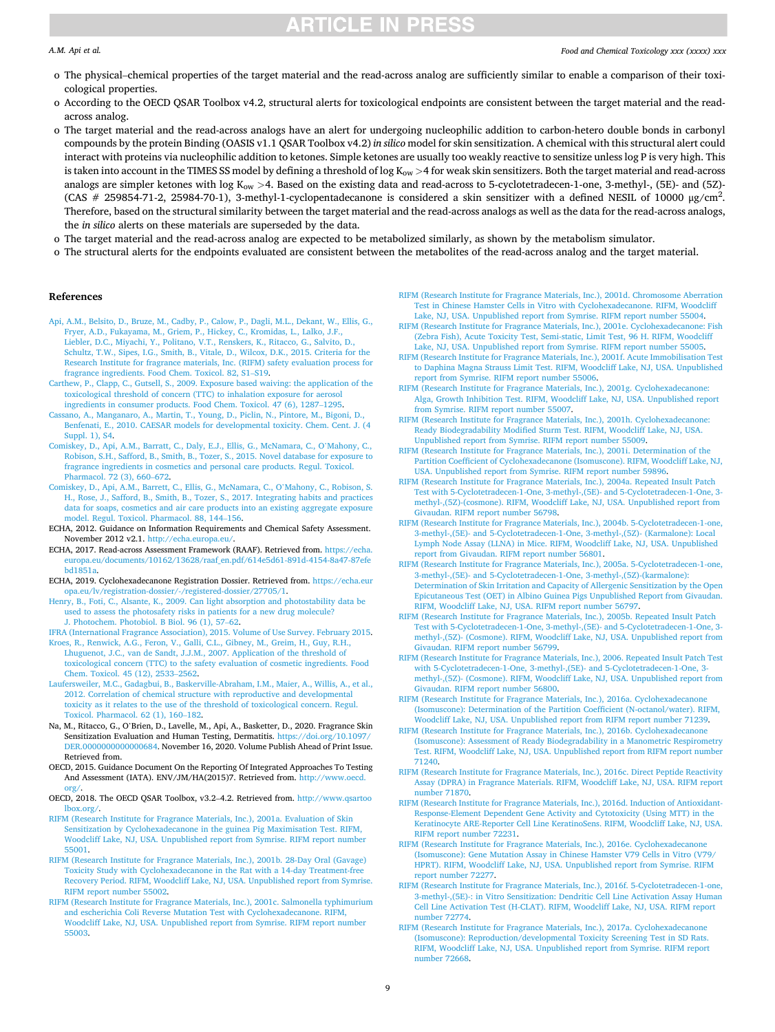- The physical–chemical properties of the target material and the read-across analog are sufficiently similar to enable a comparison of their toxicological properties.
- According to the OECD QSAR Toolbox v4.2, structural alerts for toxicological endpoints are consistent between the target material and the read-across analog.
- The target material and the read-across analogs have an alert for undergoing nucleophilic addition to carbon-hetero double bonds in carbonyl compounds by the protein Binding (OASIS v1.1 QSAR Toolbox v4.2) *in silico* model for skin sensitization. A chemical with this structural alert could interact with proteins via nucleophilic addition to ketones. Simple ketones are usually too weakly reactive to sensitize unless log P is very high. This is taken into account in the TIMES SS model by defining a threshold of log $K_{ow}$ >4 for weak skin sensitizers. Both the target material and read-across analogs are simpler ketones with log $K_{ow}$ >4. Based on the existing data and read-across to 5-cyclotetradecen-1-one, 3-methyl-, (5E)- and (5Z)- (CAS # 259854-71-2, 25984-70-1), 3-methyl-1-cyclopentadecanone is considered a skin sensitizer with a defined NESIL of 10000 μg/cm$^2$. Therefore, based on the structural similarity between the target material and the read-across analogs as well as the data for the read-across analogs, the *in silico* alerts on these materials are superseded by the data.
- The target material and the read-across analog are expected to be metabolized similarly, as shown by the metabolism simulator.
- The structural alerts for the endpoints evaluated are consistent between the metabolites of the read-across analog and the target material.

## References

Api, A.M., Belsito, D., Bruze, M., Cadby, P., Calow, P., Dagli, M.L., Dekant, W., Ellis, G., Fryer, A.D., Fukayama, M., Griem, P., Hickey, C., Kromidas, L., Lalko, J.F., Liebler, D.C., Miyachi, Y., Politano, V.T., Renskers, K., Ritacco, G., Salvito, D., Schultz, T.W., Sipes, I.G., Smith, B., Vitale, D., Wilcox, D.K., 2015. Criteria for the Research Institute for fragrance materials, Inc. (RIFM) safety evaluation process for fragrance ingredients. Food Chem. Toxicol. 82, S1–S19.

Carthew, P., Clapp, C., Gutsell, S., 2009. Exposure based waiving: the application of the toxicological threshold of concern (TTC) to inhalation exposure for aerosol ingredients in consumer products. Food Chem. Toxicol. 47 (6), 1287–1295.

Cassano, A., Manganaro, A., Martin, T., Young, D., Piclin, N., Pintore, M., Bigoni, D., Benfenati, E., 2010. CAESAR models for developmental toxicity. Chem. Cent. J. (4 Suppl. 1), S4.

Comiskey, D., Api, A.M., Barratt, C., Daly, E.J., Ellis, G., McNamara, C., O'Mahony, C., Robison, S.H., Safford, B., Smith, B., Tozer, S., 2015. Novel database for exposure to fragrance ingredients in cosmetics and personal care products. Regul. Toxicol. Pharmacol. 72 (3), 660–672.

Comiskey, D., Api, A.M., Barrett, C., Ellis, G., McNamara, C., O'Mahony, C., Robison, S. H., Rose, J., Safford, B., Smith, B., Tozer, S., 2017. Integrating habits and practices data for soaps, cosmetics and air care products into an existing aggregate exposure model. Regul. Toxicol. Pharmacol. 88, 144–156.

ECHA, 2012. Guidance on Information Requirements and Chemical Safety Assessment. November 2012 v2.1. http://echa.europa.eu/.

ECHA, 2017. Read-across Assessment Framework (RAAF). Retrieved from. https://echa.europa.eu/documents/10162/13628/raaf_en.pdf/614e5d61-891d-4154-8a47-87efebd1851a.

ECHA, 2019. Cyclohexadecanone Registration Dossier. Retrieved from. https://echa.europa.eu/lv/registration-dossier/-/registered-dossier/27705/1.

Henry, B., Foti, C., Alsante, K., 2009. Can light absorption and photostability data be used to assess the photosafety risks in patients for a new drug molecule? J. Photochem. Photobiol. B Biol. 96 (1), 57–62.

IFRA (International Fragrance Association), 2015. Volume of Use Survey. February 2015.

Kroes, R., Renwick, A.G., Feron, V., Galli, C.L., Gibney, M., Greim, H., Guy, R.H., Lhuguenot, J.C., van de Sandt, J.J.M., 2007. Application of the threshold of toxicological concern (TTC) to the safety evaluation of cosmetic ingredients. Food Chem. Toxicol. 45 (12), 2533–2562.

Laufersweiler, M.C., Gadagbui, B., Baskerville-Abraham, I.M., Maier, A., Willis, A., et al., 2012. Correlation of chemical structure with reproductive and developmental toxicity as it relates to the use of the threshold of toxicological concern. Regul. Toxicol. Pharmacol. 62 (1), 160–182.

Na, M., Ritacco, G., O'Brien, D., Lavelle, M., Api, A., Basketter, D., 2020. Fragrance Skin Sensitization Evaluation and Human Testing, Dermatitis. https://doi.org/10.1097/DER.0000000000000684. November 16, 2020. Volume Publish Ahead of Print Issue. Retrieved from.

OECD, 2015. Guidance Document On the Reporting Of Integrated Approaches To Testing And Assessment (IATA). ENV/JM/HA(2015)7. Retrieved from. http://www.oecd.org/.

OECD, 2018. The OECD QSAR Toolbox, v3.2–4.2. Retrieved from. http://www.qsartoolbox.org/.

RIFM (Research Institute for Fragrance Materials, Inc.), 2001a. Evaluation of Skin Sensitization by Cyclohexadecanone in the guinea Pig Maximisation Test. RIFM, Woodcliff Lake, NJ, USA. Unpublished report from Symrise. RIFM report number 55001.

RIFM (Research Institute for Fragrance Materials, Inc.), 2001b. 28-Day Oral (Gavage) Toxicity Study with Cyclohexadecanone in the Rat with a 14-day Treatment-free Recovery Period. RIFM, Woodcliff Lake, NJ, USA. Unpublished report from Symrise. RIFM report number 55002.

RIFM (Research Institute for Fragrance Materials, Inc.), 2001c. Salmonella typhimurium and escherichia Coli Reverse Mutation Test with Cyclohexadecanone. RIFM, Woodcliff Lake, NJ, USA. Unpublished report from Symrise. RIFM report number 55003.

RIFM (Research Institute for Fragrance Materials, Inc.), 2001d. Chromosome Aberration Test in Chinese Hamster Cells in Vitro with Cyclohexadecanone. RIFM, Woodcliff Lake, NJ, USA. Unpublished report from Symrise. RIFM report number 55004.

RIFM (Research Institute for Fragrance Materials, Inc.), 2001e. Cyclohexadecanone: Fish (Zebra Fish), Acute Toxicity Test, Semi-static, Limit Test, 96 H. RIFM, Woodcliff Lake, NJ, USA. Unpublished report from Symrise. RIFM report number 55005.

RIFM (Research Institute for Fragrance Materials, Inc.), 2001f. Acute Immobilisation Test to Daphina Magna Strauss Limit Test. RIFM, Woodcliff Lake, NJ, USA. Unpublished report from Symrise. RIFM report number 55006.

RIFM (Research Institute for Fragrance Materials, Inc.), 2001g. Cyclohexadecanone: Alga, Growth Inhibition Test. RIFM, Woodcliff Lake, NJ, USA. Unpublished report from Symrise. RIFM report number 55007.

RIFM (Research Institute for Fragrance Materials, Inc.), 2001h. Cyclohexadecanone: Ready Biodegradability Modified Sturm Test. RIFM, Woodcliff Lake, NJ, USA. Unpublished report from Symrise. RIFM report number 55009.

RIFM (Research Institute for Fragrance Materials, Inc.), 2001i. Determination of the Partition Coefficient of Cyclohexadecanone (Isomuscone). RIFM, Woodcliff Lake, NJ, USA. Unpublished report from Symrise. RIFM report number 59896.

RIFM (Research Institute for Fragrance Materials, Inc.), 2004a. Repeated Insult Patch Test with 5-Cyclotetradecen-1-One, 3-methyl-,(5E)- and 5-Cyclotetradecen-1-One, 3-methyl-,(5Z)-(cosmone). RIFM, Woodcliff Lake, NJ, USA. Unpublished report from Givaudan. RIFM report number 56798.

RIFM (Research Institute for Fragrance Materials, Inc.), 2004b. 5-Cyclotetradecen-1-one, 3-methyl-,(5E)- and 5-Cyclotetradecen-1-One, 3-methyl-,(5Z)- (Karmalone): Local Lymph Node Assay (LLNA) in Mice. RIFM, Woodcliff Lake, NJ, USA. Unpublished report from Givaudan. RIFM report number 56801.

RIFM (Research Institute for Fragrance Materials, Inc.), 2005a. 5-Cyclotetradecen-1-one, 3-methyl-,(5E)- and 5-Cyclotetradecen-1-One, 3-methyl-,(5Z)-(karmalone): Determination of Skin Irritation and Capacity of Allergenic Sensitization by the Open Epicutaneous Test (OET) in Albino Guinea Pigs Unpublished Report from Givaudan. RIFM, Woodcliff Lake, NJ, USA. RIFM report number 56797.

RIFM (Research Institute for Fragrance Materials, Inc.), 2005b. Repeated Insult Patch Test with 5-Cyclotetradecen-1-One, 3-methyl-,(5E)- and 5-Cyclotetradecen-1-One, 3-methyl-,(5Z)- (Cosmone). RIFM, Woodcliff Lake, NJ, USA. Unpublished report from Givaudan. RIFM report number 56799.

RIFM (Research Institute for Fragrance Materials, Inc.), 2006. Repeated Insult Patch Test with 5-Cyclotetradecen-1-One, 3-methyl-,(5E)- and 5-Cyclotetradecen-1-One, 3-methyl-,(5Z)- (Cosmone). RIFM, Woodcliff Lake, NJ, USA. Unpublished report from Givaudan. RIFM report number 56800.

RIFM (Research Institute for Fragrance Materials, Inc.), 2016a. Cyclohexadecanone (Isomuscone): Determination of the Partition Coefficient (N-octanol/water). RIFM, Woodcliff Lake, NJ, USA. Unpublished report from RIFM report number 71239.

RIFM (Research Institute for Fragrance Materials, Inc.), 2016b. Cyclohexadecanone (Isomuscone): Assessment of Ready Biodegradability in a Manometric Respirometry Test. RIFM, Woodcliff Lake, NJ, USA. Unpublished report from RIFM report number 71240.

RIFM (Research Institute for Fragrance Materials, Inc.), 2016c. Direct Peptide Reactivity Assay (DPRA) in Fragrance Materials. RIFM, Woodcliff Lake, NJ, USA. RIFM report number 71870.

RIFM (Research Institute for Fragrance Materials, Inc.), 2016d. Induction of Antioxidant-Response-Element Dependent Gene Activity and Cytotoxicity (Using MTT) in the Keratinocyte ARE-Reporter Cell Line KeratinoSens. RIFM, Woodcliff Lake, NJ, USA. RIFM report number 72231.

RIFM (Research Institute for Fragrance Materials, Inc.), 2016e. Cyclohexadecanone (Isomuscone): Gene Mutation Assay in Chinese Hamster V79 Cells in Vitro (V79/HPRT). RIFM, Woodcliff Lake, NJ, USA. Unpublished report from Symrise. RIFM report number 72277.

RIFM (Research Institute for Fragrance Materials, Inc.), 2016f. 5-Cyclotetradecen-1-one, 3-methyl-,(5E)-: in Vitro Sensitization: Dendritic Cell Line Activation Assay Human Cell Line Activation Test (H-CLAT). RIFM, Woodcliff Lake, NJ, USA. RIFM report number 72774.

RIFM (Research Institute for Fragrance Materials, Inc.), 2017a. Cyclohexadecanone (Isomuscone): Reproduction/developmental Toxicity Screening Test in SD Rats. RIFM, Woodcliff Lake, NJ, USA. Unpublished report from Symrise. RIFM report number 72668.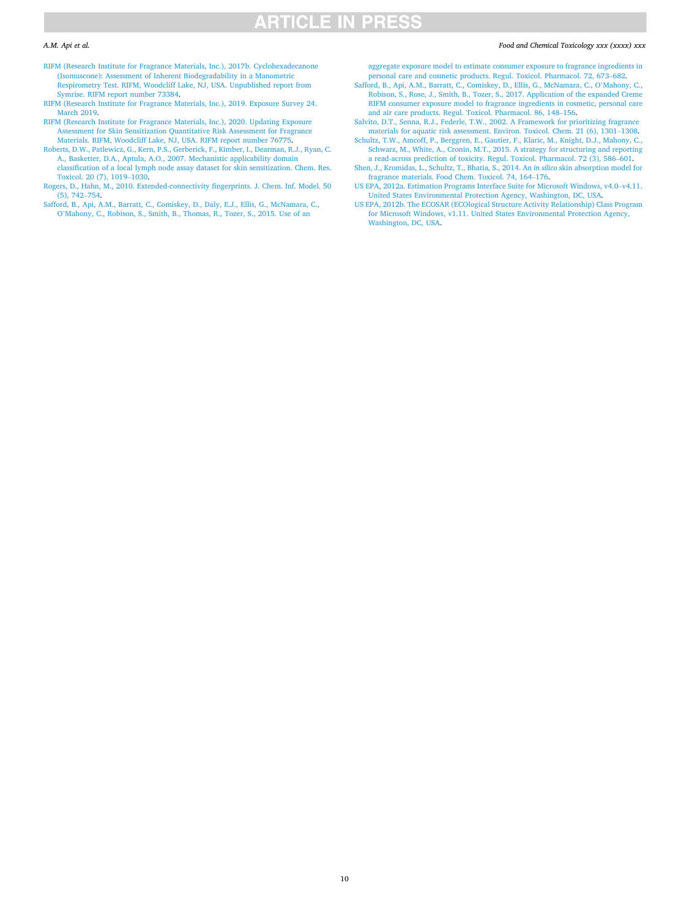RIFM (Research Institute for Fragrance Materials, Inc.), 2017b. Cyclohexadecanone (Isomuscone): Assessment of Inherent Biodegradability in a Manometric Respirometry Test. RIFM, Woodcliff Lake, NJ, USA. Unpublished report from Symrise. RIFM report number 73384.

RIFM (Research Institute for Fragrance Materials, Inc.), 2019. Exposure Survey 24. March 2019.

RIFM (Research Institute for Fragrance Materials, Inc.), 2020. Updating Exposure Assessment for Skin Sensitization Quantitative Risk Assessment for Fragrance Materials. RIFM, Woodcliff Lake, NJ, USA. RIFM report number 76775.

Roberts, D.W., Patlewicz, G., Kern, P.S., Gerberick, F., Kimber, I., Dearman, R.J., Ryan, C. A., Basketter, D.A., Aptula, A.O., 2007. Mechanistic applicability domain classification of a local lymph node assay dataset for skin sensitization. Chem. Res. Toxicol. 20 (7), 1019–1030.

Rogers, D., Hahn, M., 2010. Extended-connectivity fingerprints. J. Chem. Inf. Model. 50 (5), 742–754.

Safford, B., Api, A.M., Barratt, C., Comiskey, D., Daly, E.J., Ellis, G., McNamara, C., O'Mahony, C., Robison, S., Smith, B., Thomas, R., Tozer, S., 2015. Use of an aggregate exposure model to estimate consumer exposure to fragrance ingredients in personal care and cosmetic products. Regul. Toxicol. Pharmacol. 72, 673–682.

Safford, B., Api, A.M., Barratt, C., Comiskey, D., Ellis, G., McNamara, C., O'Mahony, C., Robison, S., Rose, J., Smith, B., Tozer, S., 2017. Application of the expanded Creme RIFM consumer exposure model to fragrance ingredients in cosmetic, personal care and air care products. Regul. Toxicol. Pharmacol. 86, 148–156.

Salvito, D.T., Senna, R.J., Federle, T.W., 2002. A Framework for prioritizing fragrance materials for aquatic risk assessment. Environ. Toxicol. Chem. 21 (6), 1301–1308.

Schultz, T.W., Amcoff, P., Berggren, E., Gautier, F., Klaric, M., Knight, D.J., Mahony, C., Schwarz, M., White, A., Cronin, M.T., 2015. A strategy for structuring and reporting a read-across prediction of toxicity. Regul. Toxicol. Pharmacol. 72 (3), 586–601.

Shen, J., Kromidas, L., Schultz, T., Bhatia, S., 2014. An *in silico* skin absorption model for fragrance materials. Food Chem. Toxicol. 74, 164–176.

US EPA, 2012a. Estimation Programs Interface Suite for Microsoft Windows, v4.0–v4.11. United States Environmental Protection Agency, Washington, DC, USA.

US EPA, 2012b. The ECOSAR (ECOlogical Structure Activity Relationship) Class Program for Microsoft Windows, v1.11. United States Environmental Protection Agency, Washington, DC, USA.